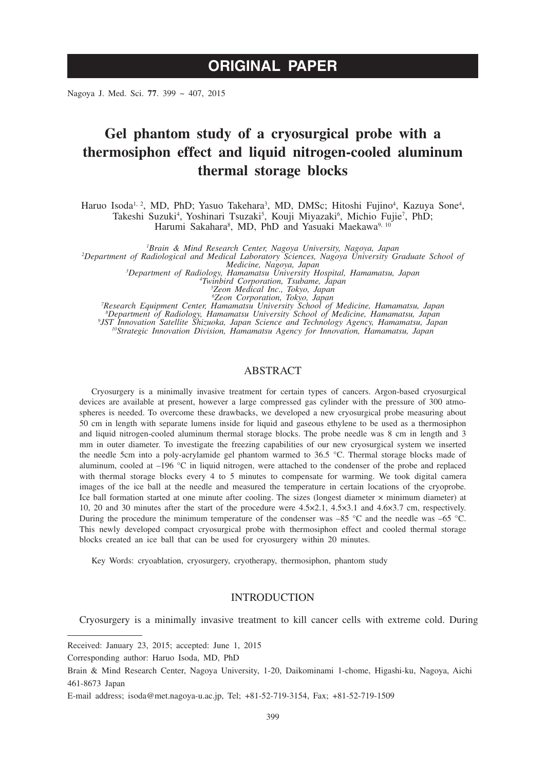# ORIGINAL PAPER

# Gel phantom study of a cryosurgical probe with a thermosiphon effect and liquid nitrogen-cooled aluminum thermal storage blocks

Haruo Isoda[1, 2], MD, PhD; Yasuo Takehara[3], MD, DMSc; Hitoshi Fujino[4], Kazuya Sone[4], Takeshi Suzuki[4], Yoshinari Tsuzaki[5], Kouji Miyazaki[6], Michio Fujie[7], PhD; Harumi Sakahara[8], MD, PhD and Yasuaki Maekawa[9, 10]

*[1]Brain & Mind Research Center, Nagoya University, Nagoya, Japan*
*[2]Department of Radiological and Medical Laboratory Sciences, Nagoya University Graduate School of Medicine, Nagoya, Japan*
*[3]Department of Radiology, Hamamatsu University Hospital, Hamamatsu, Japan*
*[4]Twinbird Corporation, Tsubame, Japan*
*[5]Zeon Medical Inc., Tokyo, Japan*
*[6]Zeon Corporation, Tokyo, Japan*
*[7]Research Equipment Center, Hamamatsu University School of Medicine, Hamamatsu, Japan*
*[8]Department of Radiology, Hamamatsu University School of Medicine, Hamamatsu, Japan*
*[9]JST Innovation Satellite Shizuoka, Japan Science and Technology Agency, Hamamatsu, Japan*
*[10]Strategic Innovation Division, Hamamatsu Agency for Innovation, Hamamatsu, Japan*

## ABSTRACT

Cryosurgery is a minimally invasive treatment for certain types of cancers. Argon-based cryosurgical devices are available at present, however a large compressed gas cylinder with the pressure of 300 atmospheres is needed. To overcome these drawbacks, we developed a new cryosurgical probe measuring about 50 cm in length with separate lumens inside for liquid and gaseous ethylene to be used as a thermosiphon and liquid nitrogen-cooled aluminum thermal storage blocks. The probe needle was 8 cm in length and 3 mm in outer diameter. To investigate the freezing capabilities of our new cryosurgical system we inserted the needle 5cm into a poly-acrylamide gel phantom warmed to 36.5 °C. Thermal storage blocks made of aluminum, cooled at –196 °C in liquid nitrogen, were attached to the condenser of the probe and replaced with thermal storage blocks every 4 to 5 minutes to compensate for warming. We took digital camera images of the ice ball at the needle and measured the temperature in certain locations of the cryoprobe. Ice ball formation started at one minute after cooling. The sizes (longest diameter × minimum diameter) at 10, 20 and 30 minutes after the start of the procedure were 4.5×2.1, 4.5×3.1 and 4.6×3.7 cm, respectively. During the procedure the minimum temperature of the condenser was –85 °C and the needle was –65 °C. This newly developed compact cryosurgical probe with thermosiphon effect and cooled thermal storage blocks created an ice ball that can be used for cryosurgery within 20 minutes.

Key Words: cryoablation, cryosurgery, cryotherapy, thermosiphon, phantom study

## INTRODUCTION

Cryosurgery is a minimally invasive treatment to kill cancer cells with extreme cold. During

---

Received: January 23, 2015; accepted: June 1, 2015

Corresponding author: Haruo Isoda, MD, PhD

Brain & Mind Research Center, Nagoya University, 1-20, Daikominami 1-chome, Higashi-ku, Nagoya, Aichi 461-8673 Japan

E-mail address; isoda@met.nagoya-u.ac.jp, Tel; +81-52-719-3154, Fax; +81-52-719-1509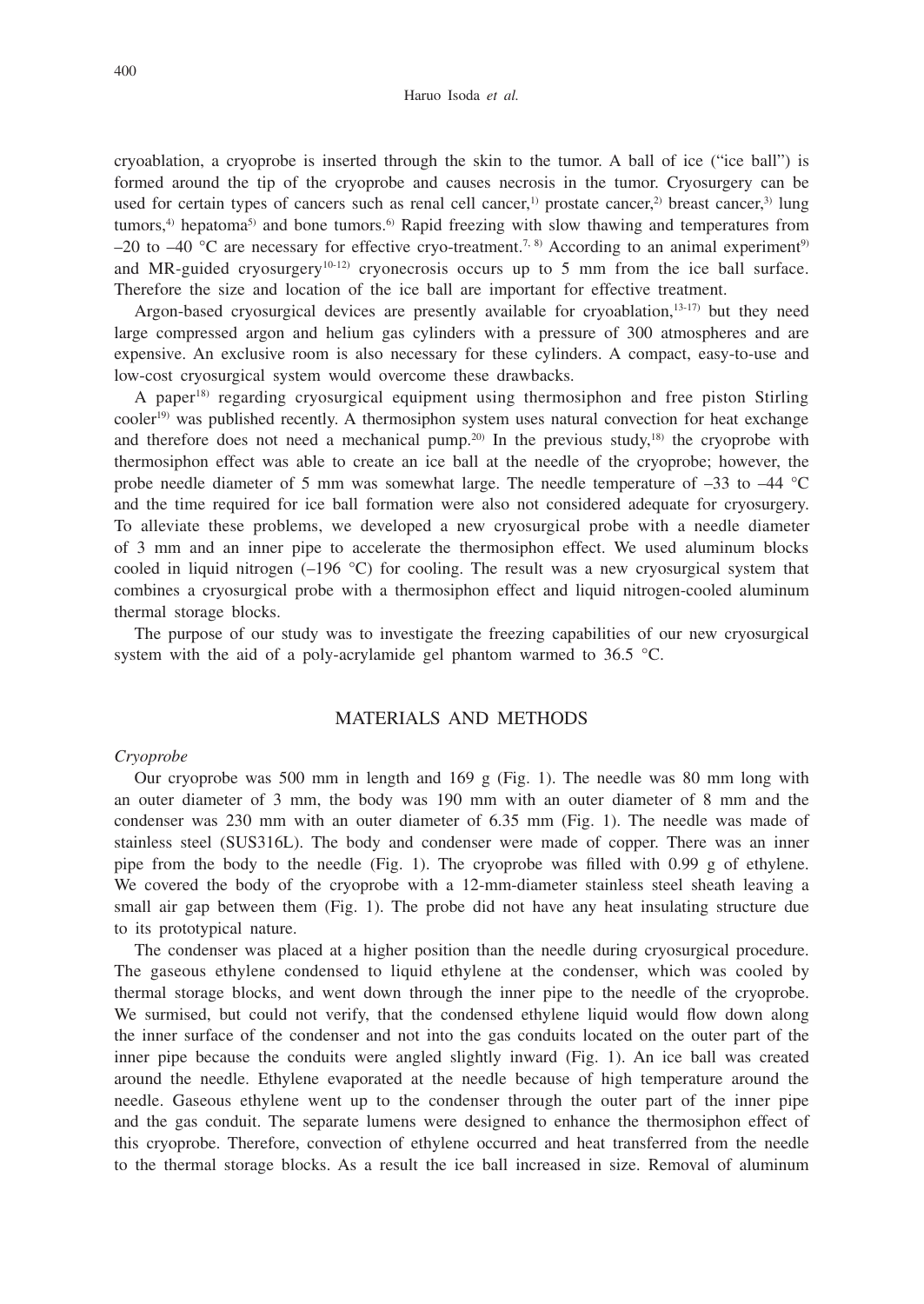cryoablation, a cryoprobe is inserted through the skin to the tumor. A ball of ice ("ice ball") is formed around the tip of the cryoprobe and causes necrosis in the tumor. Cryosurgery can be used for certain types of cancers such as renal cell cancer,[1] prostate cancer,[2] breast cancer,[3] lung tumors,[4] hepatoma[5] and bone tumors.[6] Rapid freezing with slow thawing and temperatures from –20 to –40 °C are necessary for effective cryo-treatment.[7, 8] According to an animal experiment[9] and MR-guided cryosurgery[10-12] cryonecrosis occurs up to 5 mm from the ice ball surface. Therefore the size and location of the ice ball are important for effective treatment.

Argon-based cryosurgical devices are presently available for cryoablation,[13-17] but they need large compressed argon and helium gas cylinders with a pressure of 300 atmospheres and are expensive. An exclusive room is also necessary for these cylinders. A compact, easy-to-use and low-cost cryosurgical system would overcome these drawbacks.

A paper[18] regarding cryosurgical equipment using thermosiphon and free piston Stirling cooler[19] was published recently. A thermosiphon system uses natural convection for heat exchange and therefore does not need a mechanical pump.[20] In the previous study,[18] the cryoprobe with thermosiphon effect was able to create an ice ball at the needle of the cryoprobe; however, the probe needle diameter of 5 mm was somewhat large. The needle temperature of –33 to –44 °C and the time required for ice ball formation were also not considered adequate for cryosurgery. To alleviate these problems, we developed a new cryosurgical probe with a needle diameter of 3 mm and an inner pipe to accelerate the thermosiphon effect. We used aluminum blocks cooled in liquid nitrogen (–196 °C) for cooling. The result was a new cryosurgical system that combines a cryosurgical probe with a thermosiphon effect and liquid nitrogen-cooled aluminum thermal storage blocks.

The purpose of our study was to investigate the freezing capabilities of our new cryosurgical system with the aid of a poly-acrylamide gel phantom warmed to 36.5 °C.

## MATERIALS AND METHODS

### *Cryoprobe*

Our cryoprobe was 500 mm in length and 169 g (Fig. 1). The needle was 80 mm long with an outer diameter of 3 mm, the body was 190 mm with an outer diameter of 8 mm and the condenser was 230 mm with an outer diameter of 6.35 mm (Fig. 1). The needle was made of stainless steel (SUS316L). The body and condenser were made of copper. There was an inner pipe from the body to the needle (Fig. 1). The cryoprobe was filled with 0.99 g of ethylene. We covered the body of the cryoprobe with a 12-mm-diameter stainless steel sheath leaving a small air gap between them (Fig. 1). The probe did not have any heat insulating structure due to its prototypical nature.

The condenser was placed at a higher position than the needle during cryosurgical procedure. The gaseous ethylene condensed to liquid ethylene at the condenser, which was cooled by thermal storage blocks, and went down through the inner pipe to the needle of the cryoprobe. We surmised, but could not verify, that the condensed ethylene liquid would flow down along the inner surface of the condenser and not into the gas conduits located on the outer part of the inner pipe because the conduits were angled slightly inward (Fig. 1). An ice ball was created around the needle. Ethylene evaporated at the needle because of high temperature around the needle. Gaseous ethylene went up to the condenser through the outer part of the inner pipe and the gas conduit. The separate lumens were designed to enhance the thermosiphon effect of this cryoprobe. Therefore, convection of ethylene occurred and heat transferred from the needle to the thermal storage blocks. As a result the ice ball increased in size. Removal of aluminum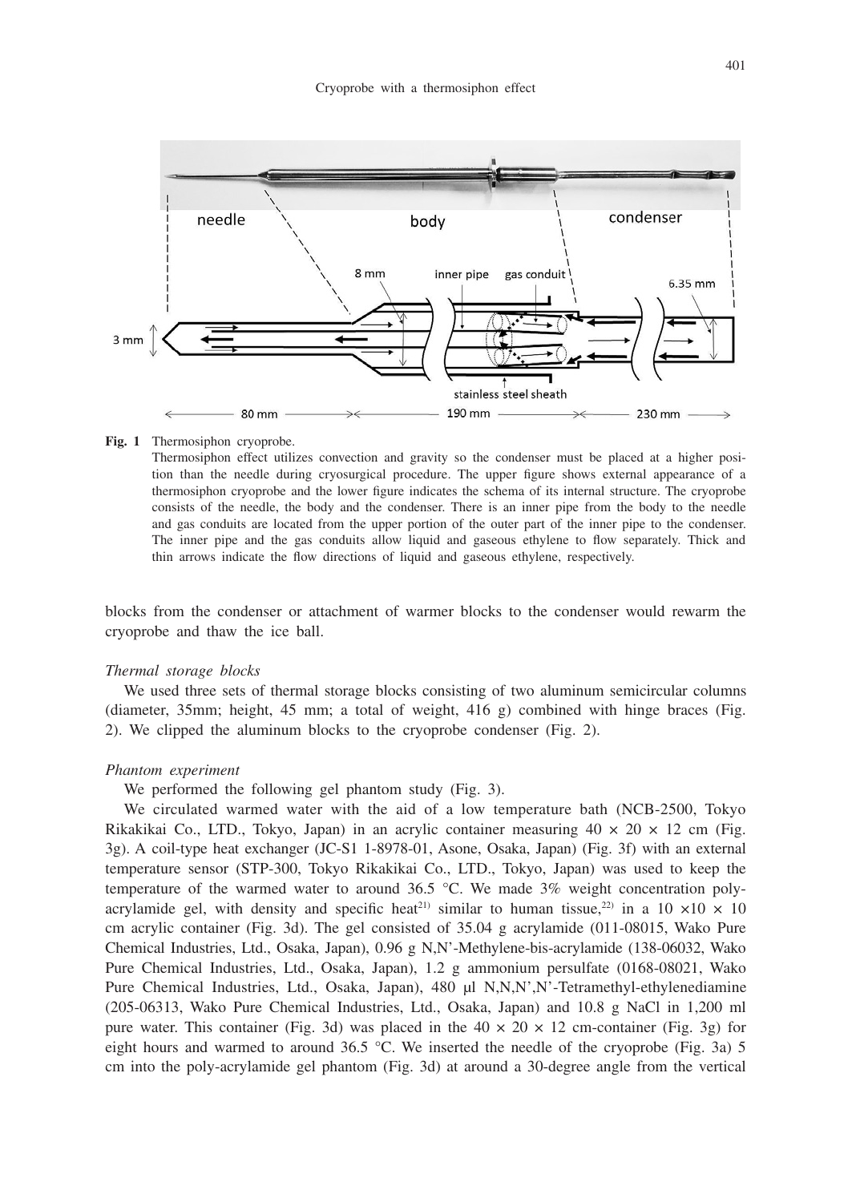**Fig. 1** Thermosiphon cryoprobe.

Thermosiphon effect utilizes convection and gravity so the condenser must be placed at a higher position than the needle during cryosurgical procedure. The upper figure shows external appearance of a thermosiphon cryoprobe and the lower figure indicates the schema of its internal structure. The cryoprobe consists of the needle, the body and the condenser. There is an inner pipe from the body to the needle and gas conduits are located from the upper portion of the outer part of the inner pipe to the condenser. The inner pipe and the gas conduits allow liquid and gaseous ethylene to flow separately. Thick and thin arrows indicate the flow directions of liquid and gaseous ethylene, respectively.

blocks from the condenser or attachment of warmer blocks to the condenser would rewarm the cryoprobe and thaw the ice ball.

*Thermal storage blocks*

We used three sets of thermal storage blocks consisting of two aluminum semicircular columns (diameter, 35mm; height, 45 mm; a total of weight, 416 g) combined with hinge braces (Fig. 2). We clipped the aluminum blocks to the cryoprobe condenser (Fig. 2).

*Phantom experiment*

We performed the following gel phantom study (Fig. 3).

We circulated warmed water with the aid of a low temperature bath (NCB-2500, Tokyo Rikakikai Co., LTD., Tokyo, Japan) in an acrylic container measuring 40 × 20 × 12 cm (Fig. 3g). A coil-type heat exchanger (JC-S1 1-8978-01, Asone, Osaka, Japan) (Fig. 3f) with an external temperature sensor (STP-300, Tokyo Rikakikai Co., LTD., Tokyo, Japan) was used to keep the temperature of the warmed water to around 36.5 °C. We made 3% weight concentration poly-acrylamide gel, with density and specific heat[21] similar to human tissue,[22] in a 10 ×10 × 10 cm acrylic container (Fig. 3d). The gel consisted of 35.04 g acrylamide (011-08015, Wako Pure Chemical Industries, Ltd., Osaka, Japan), 0.96 g N,N'-Methylene-bis-acrylamide (138-06032, Wako Pure Chemical Industries, Ltd., Osaka, Japan), 1.2 g ammonium persulfate (0168-08021, Wako Pure Chemical Industries, Ltd., Osaka, Japan), 480 µl N,N,N',N'-Tetramethyl-ethylenediamine (205-06313, Wako Pure Chemical Industries, Ltd., Osaka, Japan) and 10.8 g NaCl in 1,200 ml pure water. This container (Fig. 3d) was placed in the 40 × 20 × 12 cm-container (Fig. 3g) for eight hours and warmed to around 36.5 °C. We inserted the needle of the cryoprobe (Fig. 3a) 5 cm into the poly-acrylamide gel phantom (Fig. 3d) at around a 30-degree angle from the vertical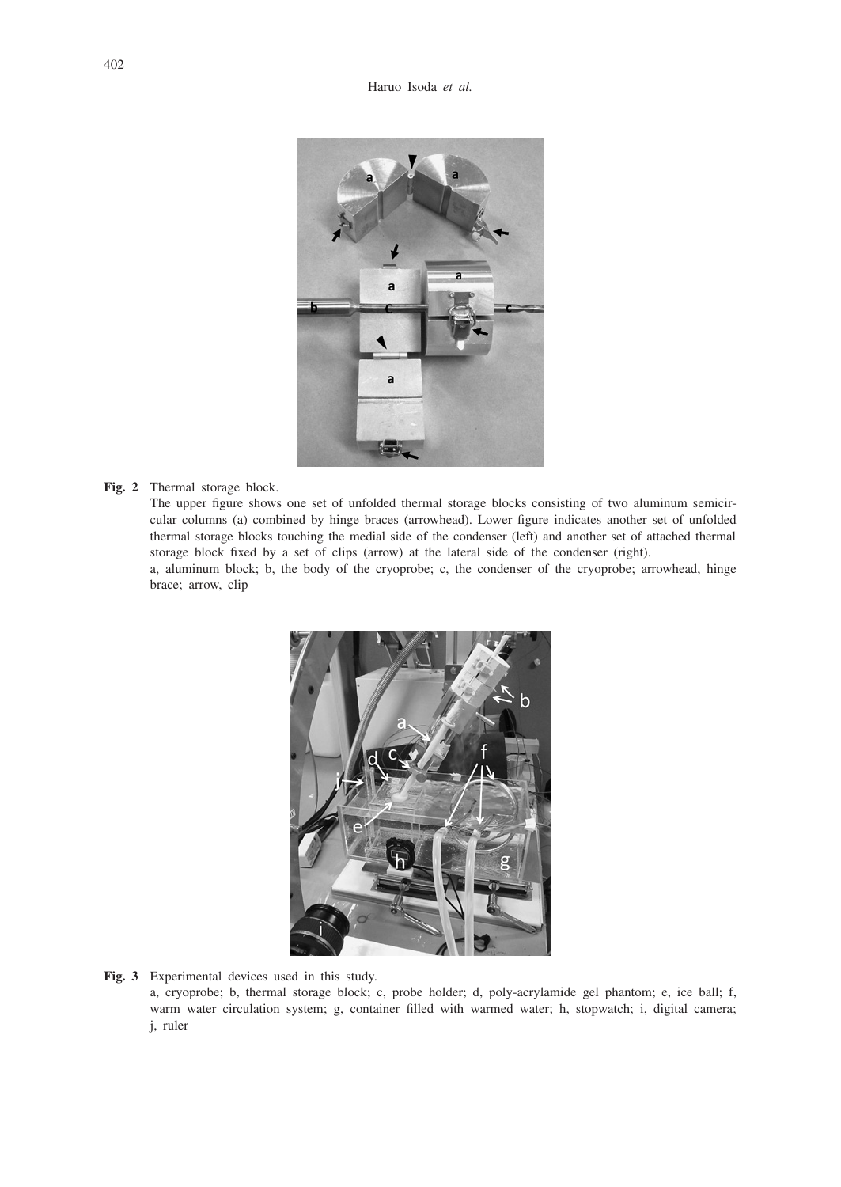**Fig. 2** Thermal storage block.

The upper figure shows one set of unfolded thermal storage blocks consisting of two aluminum semicircular columns (a) combined by hinge braces (arrowhead). Lower figure indicates another set of unfolded thermal storage blocks touching the medial side of the condenser (left) and another set of attached thermal storage block fixed by a set of clips (arrow) at the lateral side of the condenser (right).

a, aluminum block; b, the body of the cryoprobe; c, the condenser of the cryoprobe; arrowhead, hinge brace; arrow, clip

**Fig. 3** Experimental devices used in this study.

a, cryoprobe; b, thermal storage block; c, probe holder; d, poly-acrylamide gel phantom; e, ice ball; f, warm water circulation system; g, container filled with warmed water; h, stopwatch; i, digital camera; j, ruler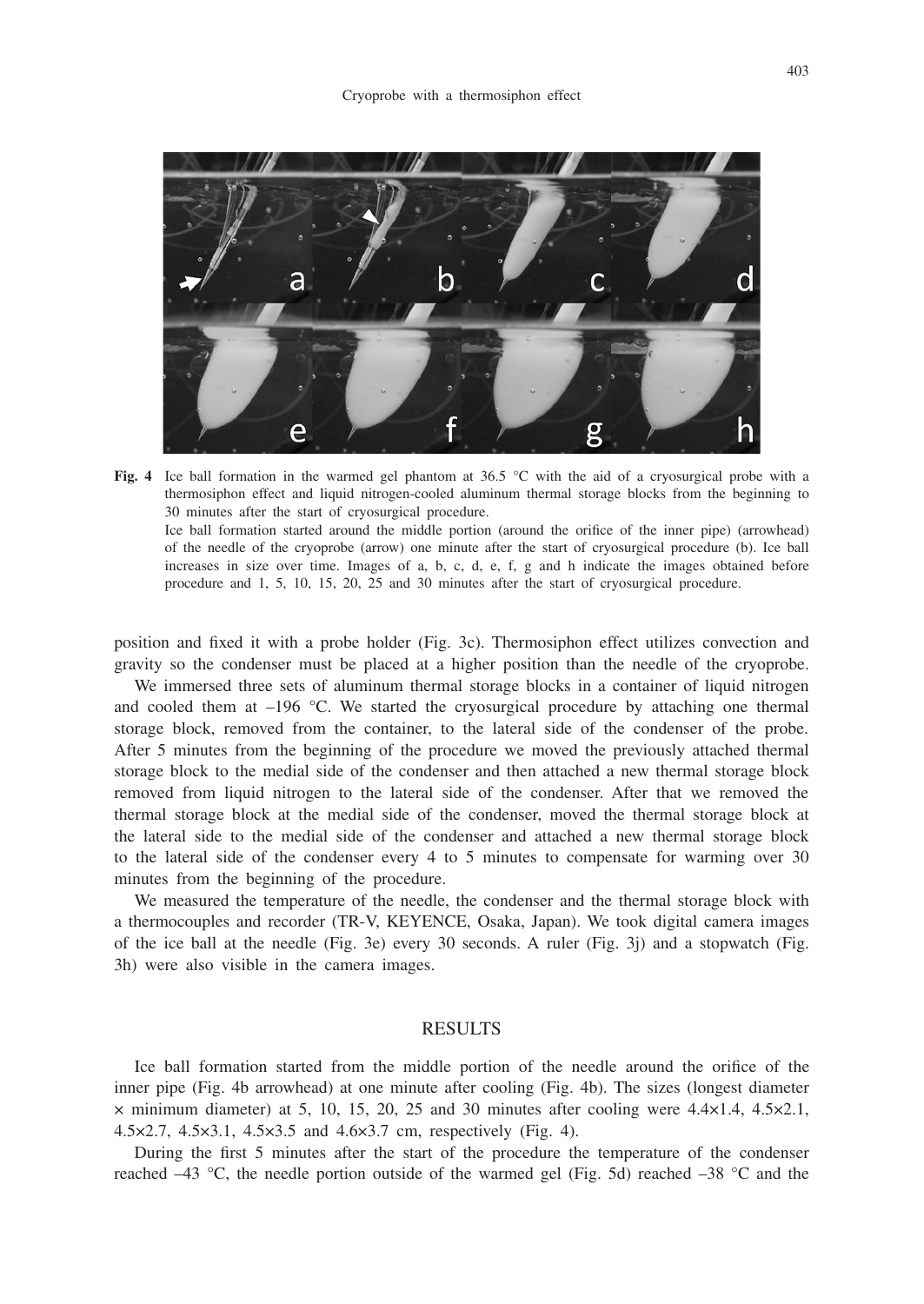**Fig. 4** Ice ball formation in the warmed gel phantom at 36.5 °C with the aid of a cryosurgical probe with a thermosiphon effect and liquid nitrogen-cooled aluminum thermal storage blocks from the beginning to 30 minutes after the start of cryosurgical procedure.
Ice ball formation started around the middle portion (around the orifice of the inner pipe) (arrowhead) of the needle of the cryoprobe (arrow) one minute after the start of cryosurgical procedure (b). Ice ball increases in size over time. Images of a, b, c, d, e, f, g and h indicate the images obtained before procedure and 1, 5, 10, 15, 20, 25 and 30 minutes after the start of cryosurgical procedure.

position and fixed it with a probe holder (Fig. 3c). Thermosiphon effect utilizes convection and gravity so the condenser must be placed at a higher position than the needle of the cryoprobe.

We immersed three sets of aluminum thermal storage blocks in a container of liquid nitrogen and cooled them at –196 °C. We started the cryosurgical procedure by attaching one thermal storage block, removed from the container, to the lateral side of the condenser of the probe. After 5 minutes from the beginning of the procedure we moved the previously attached thermal storage block to the medial side of the condenser and then attached a new thermal storage block removed from liquid nitrogen to the lateral side of the condenser. After that we removed the thermal storage block at the medial side of the condenser, moved the thermal storage block at the lateral side to the medial side of the condenser and attached a new thermal storage block to the lateral side of the condenser every 4 to 5 minutes to compensate for warming over 30 minutes from the beginning of the procedure.

We measured the temperature of the needle, the condenser and the thermal storage block with a thermocouples and recorder (TR-V, KEYENCE, Osaka, Japan). We took digital camera images of the ice ball at the needle (Fig. 3e) every 30 seconds. A ruler (Fig. 3j) and a stopwatch (Fig. 3h) were also visible in the camera images.

## RESULTS

Ice ball formation started from the middle portion of the needle around the orifice of the inner pipe (Fig. 4b arrowhead) at one minute after cooling (Fig. 4b). The sizes (longest diameter × minimum diameter) at 5, 10, 15, 20, 25 and 30 minutes after cooling were 4.4×1.4, 4.5×2.1, 4.5×2.7, 4.5×3.1, 4.5×3.5 and 4.6×3.7 cm, respectively (Fig. 4).

During the first 5 minutes after the start of the procedure the temperature of the condenser reached –43 °C, the needle portion outside of the warmed gel (Fig. 5d) reached –38 °C and the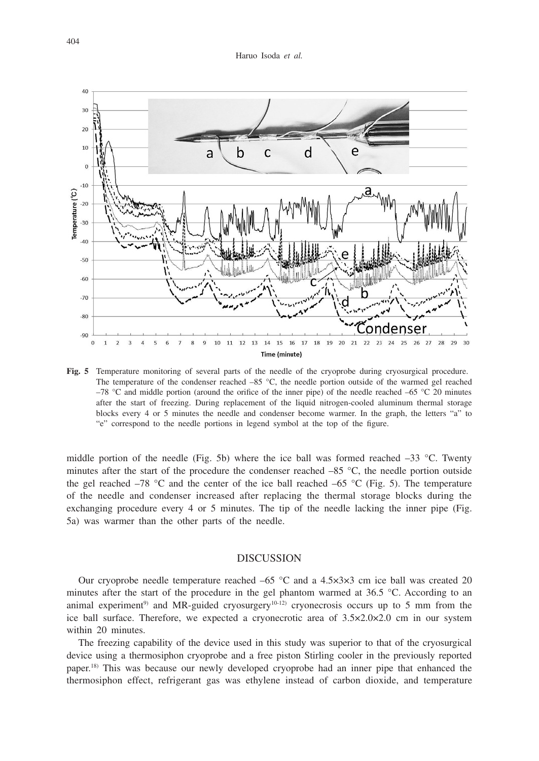**Fig. 5** Temperature monitoring of several parts of the needle of the cryoprobe during cryosurgical procedure. The temperature of the condenser reached –85 °C, the needle portion outside of the warmed gel reached –78 °C and middle portion (around the orifice of the inner pipe) of the needle reached –65 °C 20 minutes after the start of freezing. During replacement of the liquid nitrogen-cooled aluminum thermal storage blocks every 4 or 5 minutes the needle and condenser become warmer. In the graph, the letters "a" to "e" correspond to the needle portions in legend symbol at the top of the figure.

middle portion of the needle (Fig. 5b) where the ice ball was formed reached –33 °C. Twenty minutes after the start of the procedure the condenser reached –85 °C, the needle portion outside the gel reached –78 °C and the center of the ice ball reached –65 °C (Fig. 5). The temperature of the needle and condenser increased after replacing the thermal storage blocks during the exchanging procedure every 4 or 5 minutes. The tip of the needle lacking the inner pipe (Fig. 5a) was warmer than the other parts of the needle.

## DISCUSSION

Our cryoprobe needle temperature reached –65 °C and a 4.5×3×3 cm ice ball was created 20 minutes after the start of the procedure in the gel phantom warmed at 36.5 °C. According to an animal experiment[9] and MR-guided cryosurgery[10-12] cryonecrosis occurs up to 5 mm from the ice ball surface. Therefore, we expected a cryonecrotic area of 3.5×2.0×2.0 cm in our system within 20 minutes.

The freezing capability of the device used in this study was superior to that of the cryosurgical device using a thermosiphon cryoprobe and a free piston Stirling cooler in the previously reported paper.[18] This was because our newly developed cryoprobe had an inner pipe that enhanced the thermosiphon effect, refrigerant gas was ethylene instead of carbon dioxide, and temperature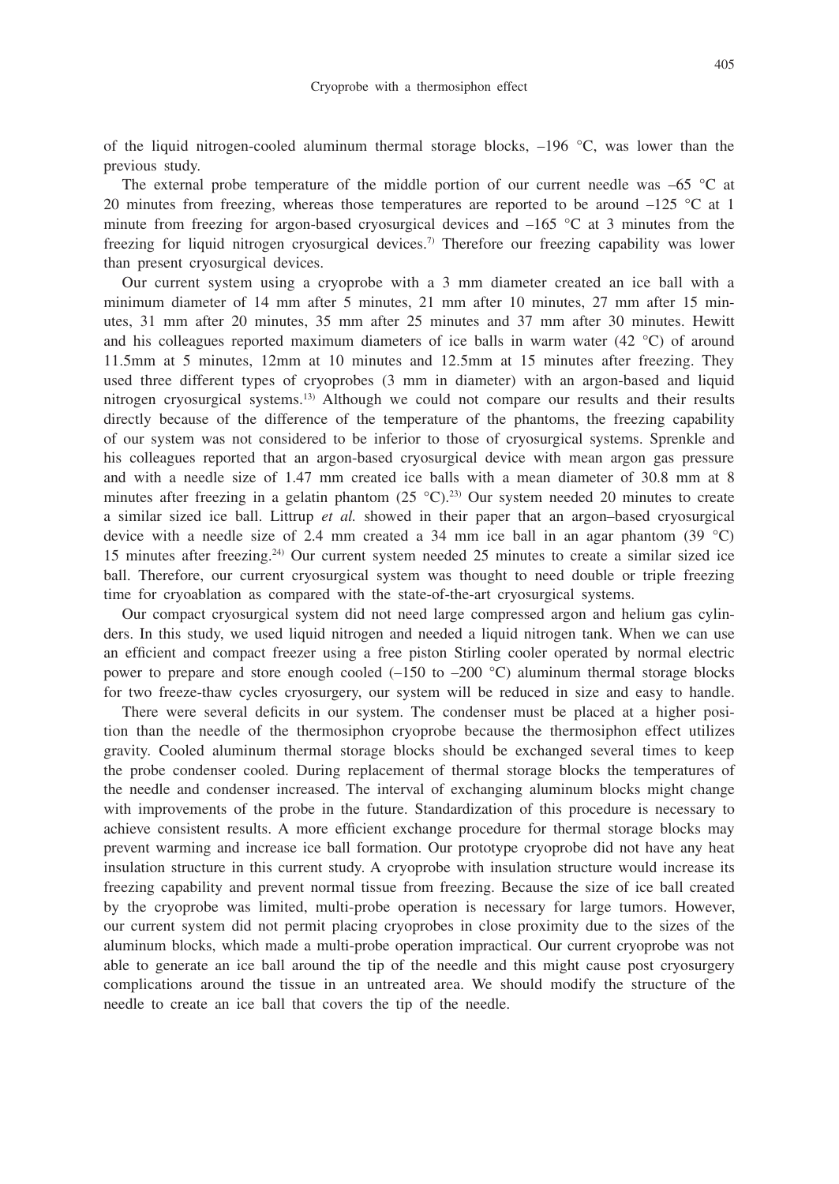of the liquid nitrogen-cooled aluminum thermal storage blocks, –196 °C, was lower than the previous study.

The external probe temperature of the middle portion of our current needle was –65 °C at 20 minutes from freezing, whereas those temperatures are reported to be around –125 °C at 1 minute from freezing for argon-based cryosurgical devices and –165 °C at 3 minutes from the freezing for liquid nitrogen cryosurgical devices.[7] Therefore our freezing capability was lower than present cryosurgical devices.

Our current system using a cryoprobe with a 3 mm diameter created an ice ball with a minimum diameter of 14 mm after 5 minutes, 21 mm after 10 minutes, 27 mm after 15 minutes, 31 mm after 20 minutes, 35 mm after 25 minutes and 37 mm after 30 minutes. Hewitt and his colleagues reported maximum diameters of ice balls in warm water (42 °C) of around 11.5mm at 5 minutes, 12mm at 10 minutes and 12.5mm at 15 minutes after freezing. They used three different types of cryoprobes (3 mm in diameter) with an argon-based and liquid nitrogen cryosurgical systems.[13] Although we could not compare our results and their results directly because of the difference of the temperature of the phantoms, the freezing capability of our system was not considered to be inferior to those of cryosurgical systems. Sprenkle and his colleagues reported that an argon-based cryosurgical device with mean argon gas pressure and with a needle size of 1.47 mm created ice balls with a mean diameter of 30.8 mm at 8 minutes after freezing in a gelatin phantom (25 °C).[23] Our system needed 20 minutes to create a similar sized ice ball. Littrup *et al.* showed in their paper that an argon–based cryosurgical device with a needle size of 2.4 mm created a 34 mm ice ball in an agar phantom (39 °C) 15 minutes after freezing.[24] Our current system needed 25 minutes to create a similar sized ice ball. Therefore, our current cryosurgical system was thought to need double or triple freezing time for cryoablation as compared with the state-of-the-art cryosurgical systems.

Our compact cryosurgical system did not need large compressed argon and helium gas cylinders. In this study, we used liquid nitrogen and needed a liquid nitrogen tank. When we can use an efficient and compact freezer using a free piston Stirling cooler operated by normal electric power to prepare and store enough cooled (–150 to –200 °C) aluminum thermal storage blocks for two freeze-thaw cycles cryosurgery, our system will be reduced in size and easy to handle.

There were several deficits in our system. The condenser must be placed at a higher position than the needle of the thermosiphon cryoprobe because the thermosiphon effect utilizes gravity. Cooled aluminum thermal storage blocks should be exchanged several times to keep the probe condenser cooled. During replacement of thermal storage blocks the temperatures of the needle and condenser increased. The interval of exchanging aluminum blocks might change with improvements of the probe in the future. Standardization of this procedure is necessary to achieve consistent results. A more efficient exchange procedure for thermal storage blocks may prevent warming and increase ice ball formation. Our prototype cryoprobe did not have any heat insulation structure in this current study. A cryoprobe with insulation structure would increase its freezing capability and prevent normal tissue from freezing. Because the size of ice ball created by the cryoprobe was limited, multi-probe operation is necessary for large tumors. However, our current system did not permit placing cryoprobes in close proximity due to the sizes of the aluminum blocks, which made a multi-probe operation impractical. Our current cryoprobe was not able to generate an ice ball around the tip of the needle and this might cause post cryosurgery complications around the tissue in an untreated area. We should modify the structure of the needle to create an ice ball that covers the tip of the needle.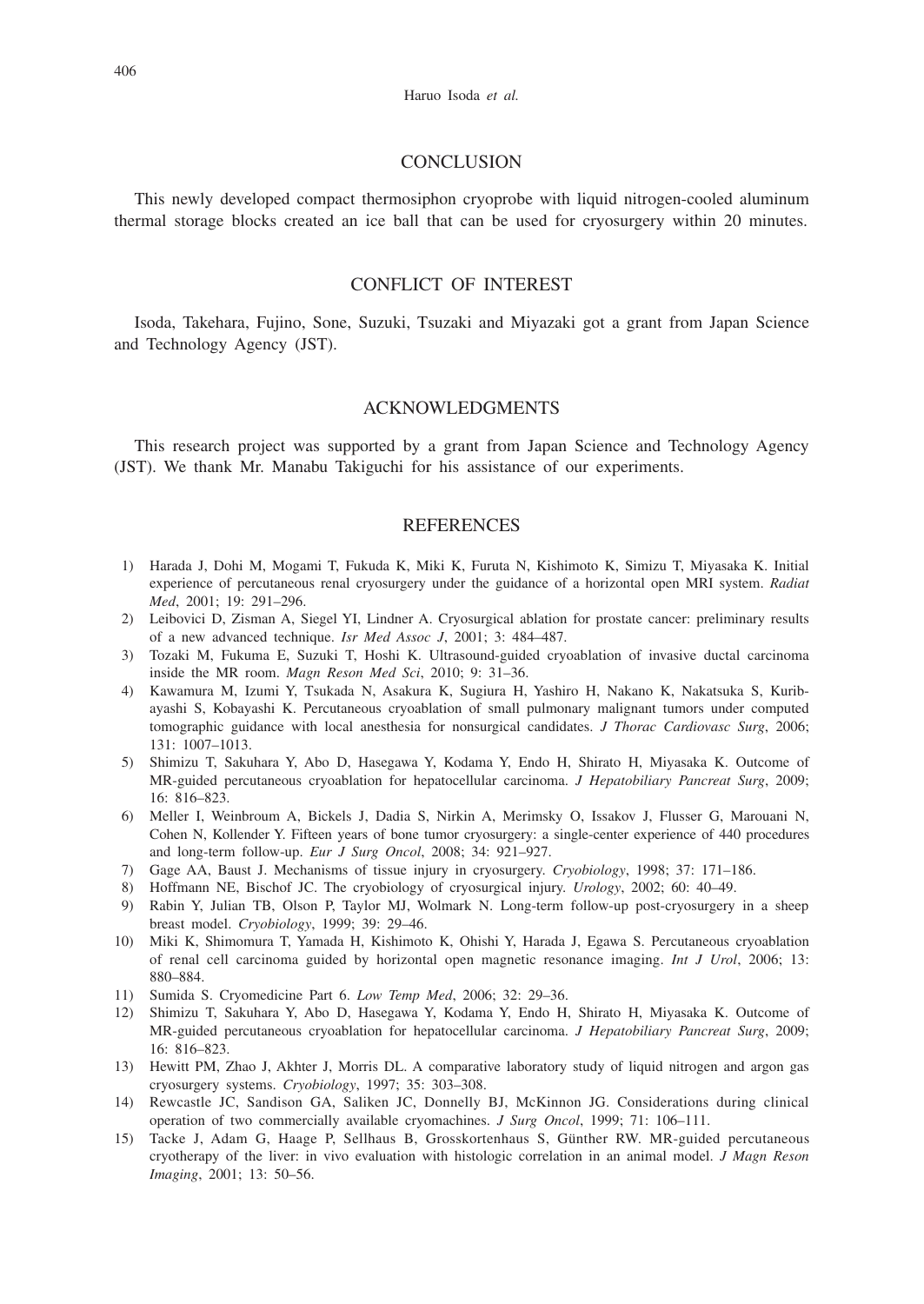## CONCLUSION

This newly developed compact thermosiphon cryoprobe with liquid nitrogen-cooled aluminum thermal storage blocks created an ice ball that can be used for cryosurgery within 20 minutes.

## CONFLICT OF INTEREST

Isoda, Takehara, Fujino, Sone, Suzuki, Tsuzaki and Miyazaki got a grant from Japan Science and Technology Agency (JST).

## ACKNOWLEDGMENTS

This research project was supported by a grant from Japan Science and Technology Agency (JST). We thank Mr. Manabu Takiguchi for his assistance of our experiments.

## REFERENCES

1) Harada J, Dohi M, Mogami T, Fukuda K, Miki K, Furuta N, Kishimoto K, Simizu T, Miyasaka K. Initial experience of percutaneous renal cryosurgery under the guidance of a horizontal open MRI system. *Radiat Med*, 2001; 19: 291–296.
2) Leibovici D, Zisman A, Siegel YI, Lindner A. Cryosurgical ablation for prostate cancer: preliminary results of a new advanced technique. *Isr Med Assoc J*, 2001; 3: 484–487.
3) Tozaki M, Fukuma E, Suzuki T, Hoshi K. Ultrasound-guided cryoablation of invasive ductal carcinoma inside the MR room. *Magn Reson Med Sci*, 2010; 9: 31–36.
4) Kawamura M, Izumi Y, Tsukada N, Asakura K, Sugiura H, Yashiro H, Nakano K, Nakatsuka S, Kuribayashi S, Kobayashi K. Percutaneous cryoablation of small pulmonary malignant tumors under computed tomographic guidance with local anesthesia for nonsurgical candidates. *J Thorac Cardiovasc Surg*, 2006; 131: 1007–1013.
5) Shimizu T, Sakuhara Y, Abo D, Hasegawa Y, Kodama Y, Endo H, Shirato H, Miyasaka K. Outcome of MR-guided percutaneous cryoablation for hepatocellular carcinoma. *J Hepatobiliary Pancreat Surg*, 2009; 16: 816–823.
6) Meller I, Weinbroum A, Bickels J, Dadia S, Nirkin A, Merimsky O, Issakov J, Flusser G, Marouani N, Cohen N, Kollender Y. Fifteen years of bone tumor cryosurgery: a single-center experience of 440 procedures and long-term follow-up. *Eur J Surg Oncol*, 2008; 34: 921–927.
7) Gage AA, Baust J. Mechanisms of tissue injury in cryosurgery. *Cryobiology*, 1998; 37: 171–186.
8) Hoffmann NE, Bischof JC. The cryobiology of cryosurgical injury. *Urology*, 2002; 60: 40–49.
9) Rabin Y, Julian TB, Olson P, Taylor MJ, Wolmark N. Long-term follow-up post-cryosurgery in a sheep breast model. *Cryobiology*, 1999; 39: 29–46.
10) Miki K, Shimomura T, Yamada H, Kishimoto K, Ohishi Y, Harada J, Egawa S. Percutaneous cryoablation of renal cell carcinoma guided by horizontal open magnetic resonance imaging. *Int J Urol*, 2006; 13: 880–884.
11) Sumida S. Cryomedicine Part 6. *Low Temp Med*, 2006; 32: 29–36.
12) Shimizu T, Sakuhara Y, Abo D, Hasegawa Y, Kodama Y, Endo H, Shirato H, Miyasaka K. Outcome of MR-guided percutaneous cryoablation for hepatocellular carcinoma. *J Hepatobiliary Pancreat Surg*, 2009; 16: 816–823.
13) Hewitt PM, Zhao J, Akhter J, Morris DL. A comparative laboratory study of liquid nitrogen and argon gas cryosurgery systems. *Cryobiology*, 1997; 35: 303–308.
14) Rewcastle JC, Sandison GA, Saliken JC, Donnelly BJ, McKinnon JG. Considerations during clinical operation of two commercially available cryomachines. *J Surg Oncol*, 1999; 71: 106–111.
15) Tacke J, Adam G, Haage P, Sellhaus B, Grosskortenhaus S, Günther RW. MR-guided percutaneous cryotherapy of the liver: in vivo evaluation with histologic correlation in an animal model. *J Magn Reson Imaging*, 2001; 13: 50–56.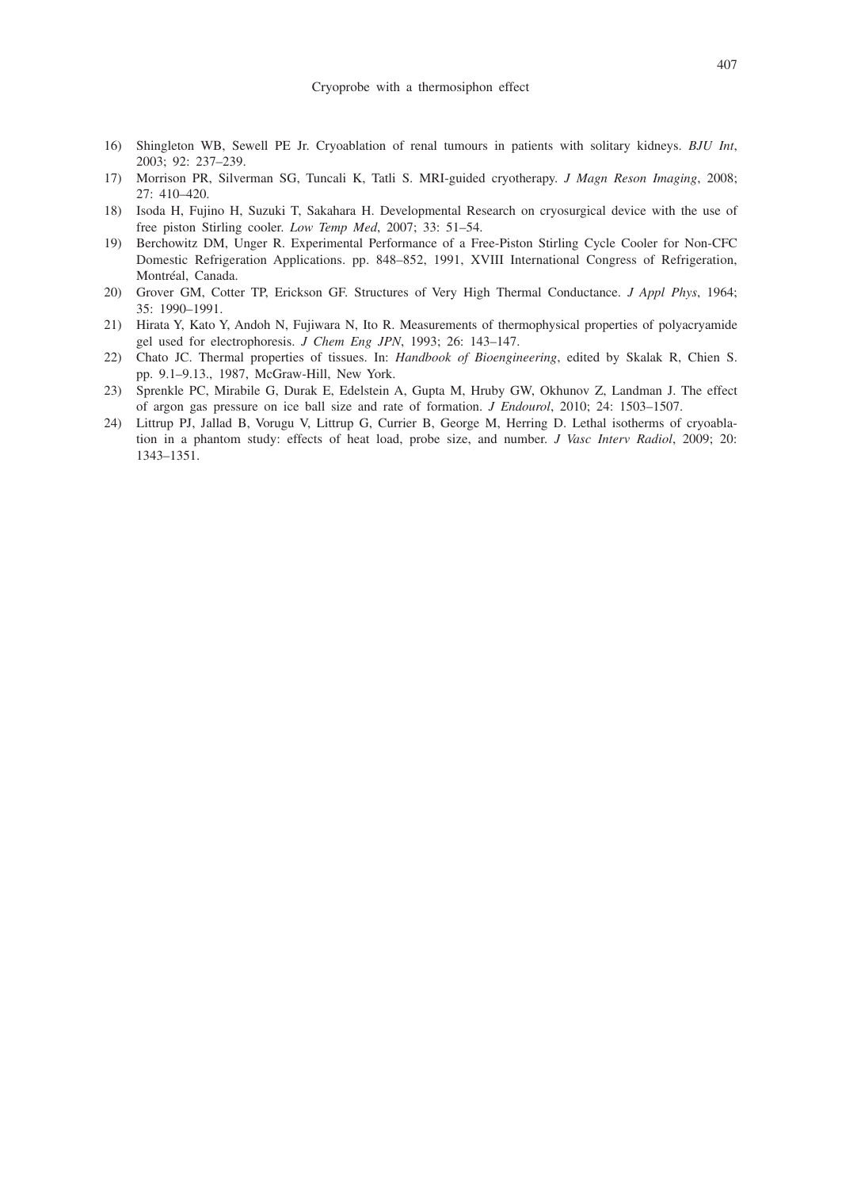16) Shingleton WB, Sewell PE Jr. Cryoablation of renal tumours in patients with solitary kidneys. *BJU Int*, 2003; 92: 237–239.
17) Morrison PR, Silverman SG, Tuncali K, Tatli S. MRI-guided cryotherapy. *J Magn Reson Imaging*, 2008; 27: 410–420.
18) Isoda H, Fujino H, Suzuki T, Sakahara H. Developmental Research on cryosurgical device with the use of free piston Stirling cooler. *Low Temp Med*, 2007; 33: 51–54.
19) Berchowitz DM, Unger R. Experimental Performance of a Free-Piston Stirling Cycle Cooler for Non-CFC Domestic Refrigeration Applications. pp. 848–852, 1991, XVIII International Congress of Refrigeration, Montréal, Canada.
20) Grover GM, Cotter TP, Erickson GF. Structures of Very High Thermal Conductance. *J Appl Phys*, 1964; 35: 1990–1991.
21) Hirata Y, Kato Y, Andoh N, Fujiwara N, Ito R. Measurements of thermophysical properties of polyacryamide gel used for electrophoresis. *J Chem Eng JPN*, 1993; 26: 143–147.
22) Chato JC. Thermal properties of tissues. In: *Handbook of Bioengineering*, edited by Skalak R, Chien S. pp. 9.1–9.13., 1987, McGraw-Hill, New York.
23) Sprenkle PC, Mirabile G, Durak E, Edelstein A, Gupta M, Hruby GW, Okhunov Z, Landman J. The effect of argon gas pressure on ice ball size and rate of formation. *J Endourol*, 2010; 24: 1503–1507.
24) Littrup PJ, Jallad B, Vorugu V, Littrup G, Currier B, George M, Herring D. Lethal isotherms of cryoablation in a phantom study: effects of heat load, probe size, and number. *J Vasc Interv Radiol*, 2009; 20: 1343–1351.